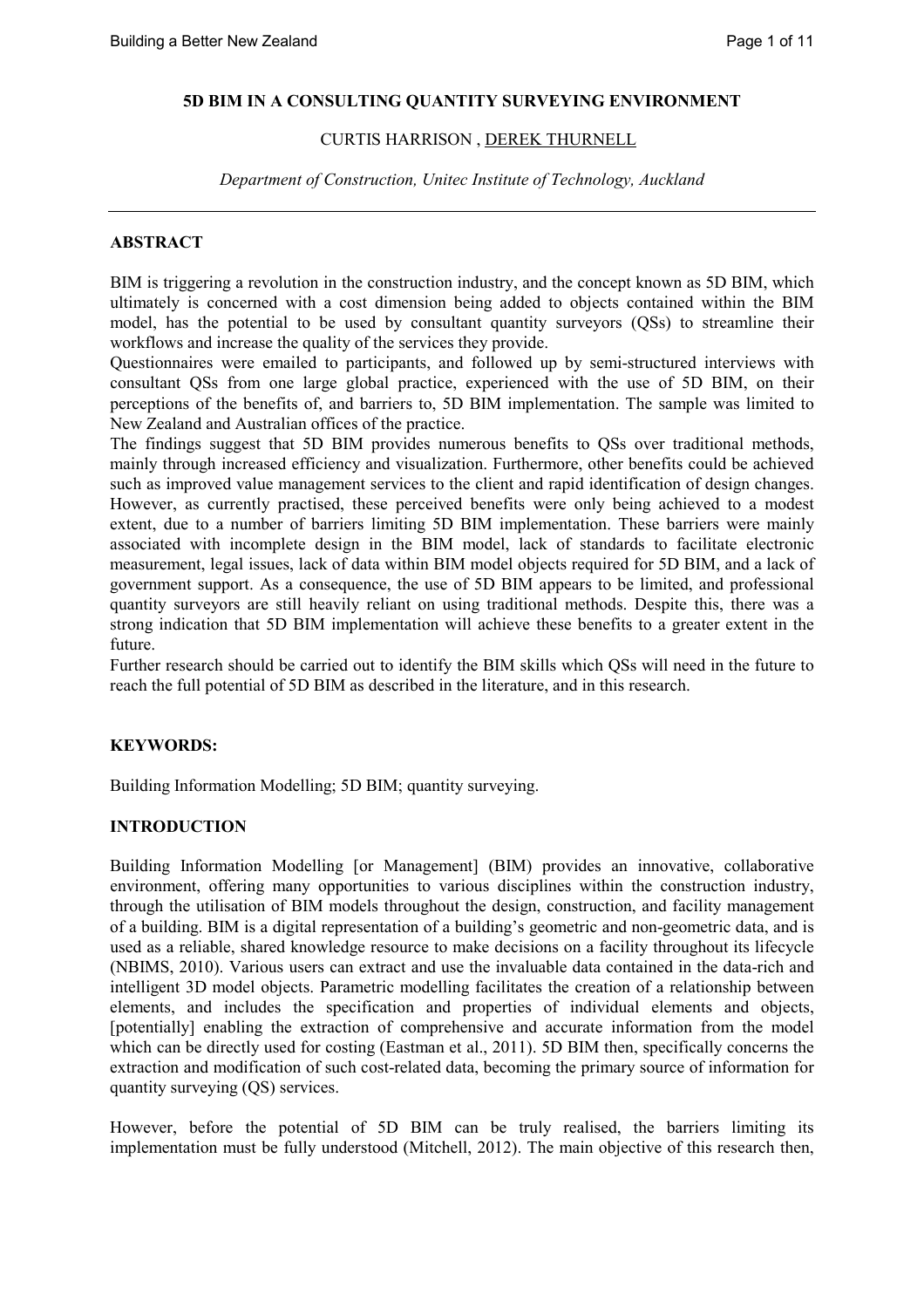# 5D BIM IN A CONSULTING QUANTITY SURVEYING ENVIRONMENT

CURTIS HARRISON , DEREK THURNELL

*Department of Construction, Unitec Institute of Technology, Auckland*

---

## ABSTRACT

BIM is triggering a revolution in the construction industry, and the concept known as 5D BIM, which ultimately is concerned with a cost dimension being added to objects contained within the BIM model, has the potential to be used by consultant quantity surveyors (QSs) to streamline their workflows and increase the quality of the services they provide.

Questionnaires were emailed to participants, and followed up by semi-structured interviews with consultant QSs from one large global practice, experienced with the use of 5D BIM, on their perceptions of the benefits of, and barriers to, 5D BIM implementation. The sample was limited to New Zealand and Australian offices of the practice.

The findings suggest that 5D BIM provides numerous benefits to QSs over traditional methods, mainly through increased efficiency and visualization. Furthermore, other benefits could be achieved such as improved value management services to the client and rapid identification of design changes. However, as currently practised, these perceived benefits were only being achieved to a modest extent, due to a number of barriers limiting 5D BIM implementation. These barriers were mainly associated with incomplete design in the BIM model, lack of standards to facilitate electronic measurement, legal issues, lack of data within BIM model objects required for 5D BIM, and a lack of government support. As a consequence, the use of 5D BIM appears to be limited, and professional quantity surveyors are still heavily reliant on using traditional methods. Despite this, there was a strong indication that 5D BIM implementation will achieve these benefits to a greater extent in the future.

Further research should be carried out to identify the BIM skills which QSs will need in the future to reach the full potential of 5D BIM as described in the literature, and in this research.

## KEYWORDS:

Building Information Modelling; 5D BIM; quantity surveying.

## INTRODUCTION

Building Information Modelling [or Management] (BIM) provides an innovative, collaborative environment, offering many opportunities to various disciplines within the construction industry, through the utilisation of BIM models throughout the design, construction, and facility management of a building. BIM is a digital representation of a building's geometric and non-geometric data, and is used as a reliable, shared knowledge resource to make decisions on a facility throughout its lifecycle (NBIMS, 2010). Various users can extract and use the invaluable data contained in the data-rich and intelligent 3D model objects. Parametric modelling facilitates the creation of a relationship between elements, and includes the specification and properties of individual elements and objects, [potentially] enabling the extraction of comprehensive and accurate information from the model which can be directly used for costing (Eastman et al., 2011). 5D BIM then, specifically concerns the extraction and modification of such cost-related data, becoming the primary source of information for quantity surveying (QS) services.

However, before the potential of 5D BIM can be truly realised, the barriers limiting its implementation must be fully understood (Mitchell, 2012). The main objective of this research then,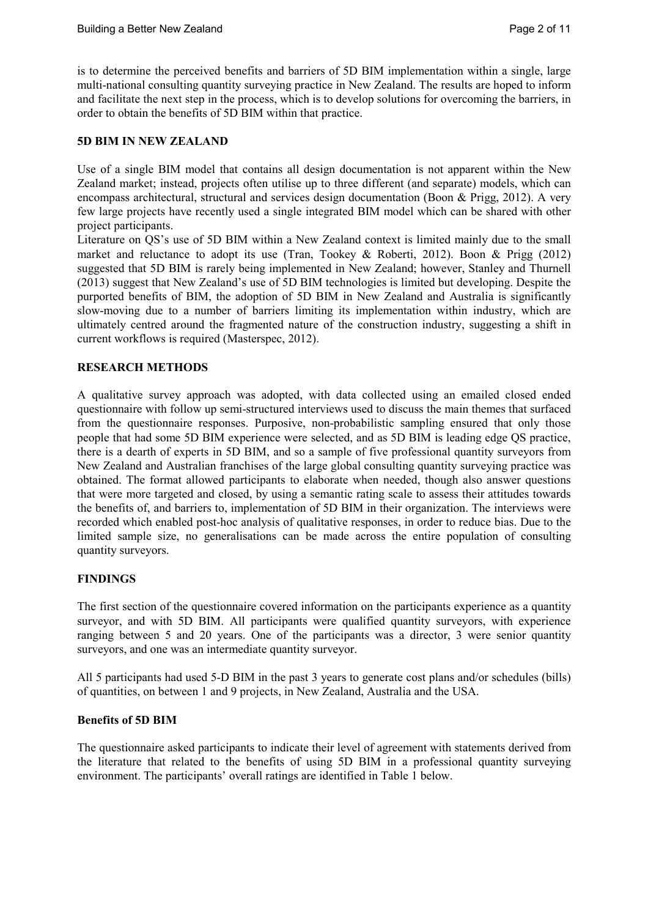is to determine the perceived benefits and barriers of 5D BIM implementation within a single, large multi-national consulting quantity surveying practice in New Zealand. The results are hoped to inform and facilitate the next step in the process, which is to develop solutions for overcoming the barriers, in order to obtain the benefits of 5D BIM within that practice.

## 5D BIM IN NEW ZEALAND

Use of a single BIM model that contains all design documentation is not apparent within the New Zealand market; instead, projects often utilise up to three different (and separate) models, which can encompass architectural, structural and services design documentation (Boon & Prigg, 2012). A very few large projects have recently used a single integrated BIM model which can be shared with other project participants.

Literature on QS's use of 5D BIM within a New Zealand context is limited mainly due to the small market and reluctance to adopt its use (Tran, Tookey & Roberti, 2012). Boon & Prigg (2012) suggested that 5D BIM is rarely being implemented in New Zealand; however, Stanley and Thurnell (2013) suggest that New Zealand's use of 5D BIM technologies is limited but developing. Despite the purported benefits of BIM, the adoption of 5D BIM in New Zealand and Australia is significantly slow-moving due to a number of barriers limiting its implementation within industry, which are ultimately centred around the fragmented nature of the construction industry, suggesting a shift in current workflows is required (Masterspec, 2012).

## RESEARCH METHODS

A qualitative survey approach was adopted, with data collected using an emailed closed ended questionnaire with follow up semi-structured interviews used to discuss the main themes that surfaced from the questionnaire responses. Purposive, non-probabilistic sampling ensured that only those people that had some 5D BIM experience were selected, and as 5D BIM is leading edge QS practice, there is a dearth of experts in 5D BIM, and so a sample of five professional quantity surveyors from New Zealand and Australian franchises of the large global consulting quantity surveying practice was obtained. The format allowed participants to elaborate when needed, though also answer questions that were more targeted and closed, by using a semantic rating scale to assess their attitudes towards the benefits of, and barriers to, implementation of 5D BIM in their organization. The interviews were recorded which enabled post-hoc analysis of qualitative responses, in order to reduce bias. Due to the limited sample size, no generalisations can be made across the entire population of consulting quantity surveyors.

## FINDINGS

The first section of the questionnaire covered information on the participants experience as a quantity surveyor, and with 5D BIM. All participants were qualified quantity surveyors, with experience ranging between 5 and 20 years. One of the participants was a director, 3 were senior quantity surveyors, and one was an intermediate quantity surveyor.

All 5 participants had used 5-D BIM in the past 3 years to generate cost plans and/or schedules (bills) of quantities, on between 1 and 9 projects, in New Zealand, Australia and the USA.

### Benefits of 5D BIM

The questionnaire asked participants to indicate their level of agreement with statements derived from the literature that related to the benefits of using 5D BIM in a professional quantity surveying environment. The participants' overall ratings are identified in Table 1 below.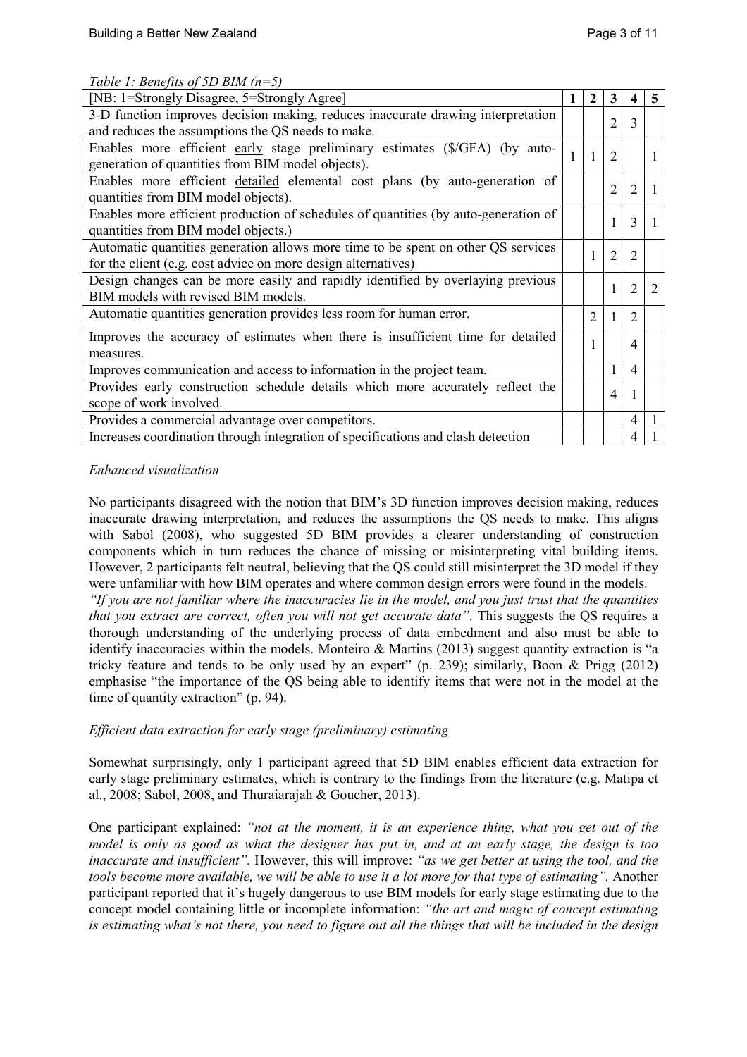*Table 1: Benefits of 5D BIM (n=5)*

| [NB: 1=Strongly Disagree, 5=Strongly Agree] | 1 | 2 | 3 | 4 | 5 |
|---|---|---|---|---|---|
| 3-D function improves decision making, reduces inaccurate drawing interpretation and reduces the assumptions the QS needs to make. | | | 2 | 3 | |
| Enables more efficient early stage preliminary estimates ($/GFA) (by auto-generation of quantities from BIM model objects). | 1 | 1 | 2 | | 1 |
| Enables more efficient detailed elemental cost plans (by auto-generation of quantities from BIM model objects). | | | 2 | 2 | 1 |
| Enables more efficient production of schedules of quantities (by auto-generation of quantities from BIM model objects.) | | | 1 | 3 | 1 |
| Automatic quantities generation allows more time to be spent on other QS services for the client (e.g. cost advice on more design alternatives) | | 1 | 2 | 2 | |
| Design changes can be more easily and rapidly identified by overlaying previous BIM models with revised BIM models. | | | 1 | 2 | 2 |
| Automatic quantities generation provides less room for human error. | | 2 | 1 | 2 | |
| Improves the accuracy of estimates when there is insufficient time for detailed measures. | | 1 | | 4 | |
| Improves communication and access to information in the project team. | | | 1 | 4 | |
| Provides early construction schedule details which more accurately reflect the scope of work involved. | | | 4 | 1 | |
| Provides a commercial advantage over competitors. | | | | 4 | 1 |
| Increases coordination through integration of specifications and clash detection | | | | 4 | 1 |

*Enhanced visualization*

No participants disagreed with the notion that BIM's 3D function improves decision making, reduces inaccurate drawing interpretation, and reduces the assumptions the QS needs to make. This aligns with Sabol (2008), who suggested 5D BIM provides a clearer understanding of construction components which in turn reduces the chance of missing or misinterpreting vital building items. However, 2 participants felt neutral, believing that the QS could still misinterpret the 3D model if they were unfamiliar with how BIM operates and where common design errors were found in the models.
*"If you are not familiar where the inaccuracies lie in the model, and you just trust that the quantities that you extract are correct, often you will not get accurate data"*. This suggests the QS requires a thorough understanding of the underlying process of data embedment and also must be able to identify inaccuracies within the models. Monteiro & Martins (2013) suggest quantity extraction is "a tricky feature and tends to be only used by an expert" (p. 239); similarly, Boon & Prigg (2012) emphasise "the importance of the QS being able to identify items that were not in the model at the time of quantity extraction" (p. 94).

*Efficient data extraction for early stage (preliminary) estimating*

Somewhat surprisingly, only 1 participant agreed that 5D BIM enables efficient data extraction for early stage preliminary estimates, which is contrary to the findings from the literature (e.g. Matipa et al., 2008; Sabol, 2008, and Thuraiarajah & Goucher, 2013).

One participant explained: *"not at the moment, it is an experience thing, what you get out of the model is only as good as what the designer has put in, and at an early stage, the design is too inaccurate and insufficient"*. However, this will improve: *"as we get better at using the tool, and the tools become more available, we will be able to use it a lot more for that type of estimating"*. Another participant reported that it's hugely dangerous to use BIM models for early stage estimating due to the concept model containing little or incomplete information: *"the art and magic of concept estimating is estimating what's not there, you need to figure out all the things that will be included in the design*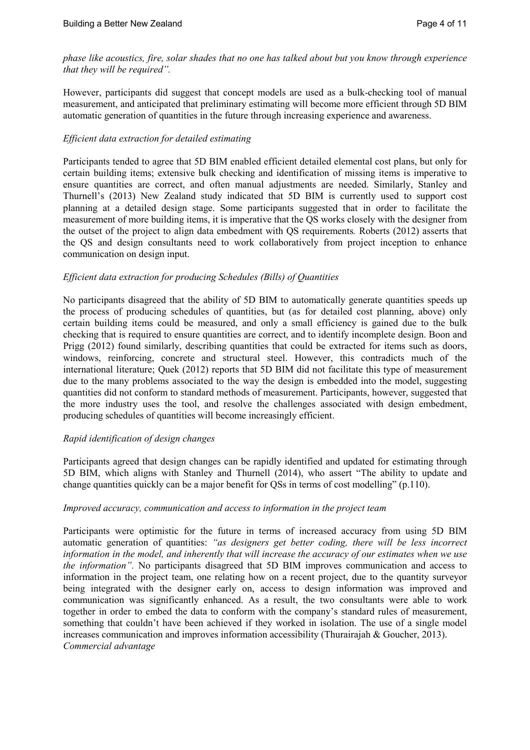*phase like acoustics, fire, solar shades that no one has talked about but you know through experience that they will be required".*

However, participants did suggest that concept models are used as a bulk-checking tool of manual measurement, and anticipated that preliminary estimating will become more efficient through 5D BIM automatic generation of quantities in the future through increasing experience and awareness.

*Efficient data extraction for detailed estimating*

Participants tended to agree that 5D BIM enabled efficient detailed elemental cost plans, but only for certain building items; extensive bulk checking and identification of missing items is imperative to ensure quantities are correct, and often manual adjustments are needed. Similarly, Stanley and Thurnell's (2013) New Zealand study indicated that 5D BIM is currently used to support cost planning at a detailed design stage. Some participants suggested that in order to facilitate the measurement of more building items, it is imperative that the QS works closely with the designer from the outset of the project to align data embedment with QS requirements. Roberts (2012) asserts that the QS and design consultants need to work collaboratively from project inception to enhance communication on design input.

*Efficient data extraction for producing Schedules (Bills) of Quantities*

No participants disagreed that the ability of 5D BIM to automatically generate quantities speeds up the process of producing schedules of quantities, but (as for detailed cost planning, above) only certain building items could be measured, and only a small efficiency is gained due to the bulk checking that is required to ensure quantities are correct, and to identify incomplete design. Boon and Prigg (2012) found similarly, describing quantities that could be extracted for items such as doors, windows, reinforcing, concrete and structural steel. However, this contradicts much of the international literature; Quek (2012) reports that 5D BIM did not facilitate this type of measurement due to the many problems associated to the way the design is embedded into the model, suggesting quantities did not conform to standard methods of measurement. Participants, however, suggested that the more industry uses the tool, and resolve the challenges associated with design embedment, producing schedules of quantities will become increasingly efficient.

*Rapid identification of design changes*

Participants agreed that design changes can be rapidly identified and updated for estimating through 5D BIM, which aligns with Stanley and Thurnell (2014), who assert "The ability to update and change quantities quickly can be a major benefit for QSs in terms of cost modelling" (p.110).

*Improved accuracy, communication and access to information in the project team*

Participants were optimistic for the future in terms of increased accuracy from using 5D BIM automatic generation of quantities: *"as designers get better coding, there will be less incorrect information in the model, and inherently that will increase the accuracy of our estimates when we use the information".* No participants disagreed that 5D BIM improves communication and access to information in the project team, one relating how on a recent project, due to the quantity surveyor being integrated with the designer early on, access to design information was improved and communication was significantly enhanced. As a result, the two consultants were able to work together in order to embed the data to conform with the company's standard rules of measurement, something that couldn't have been achieved if they worked in isolation. The use of a single model increases communication and improves information accessibility (Thurairajah & Goucher, 2013).

*Commercial advantage*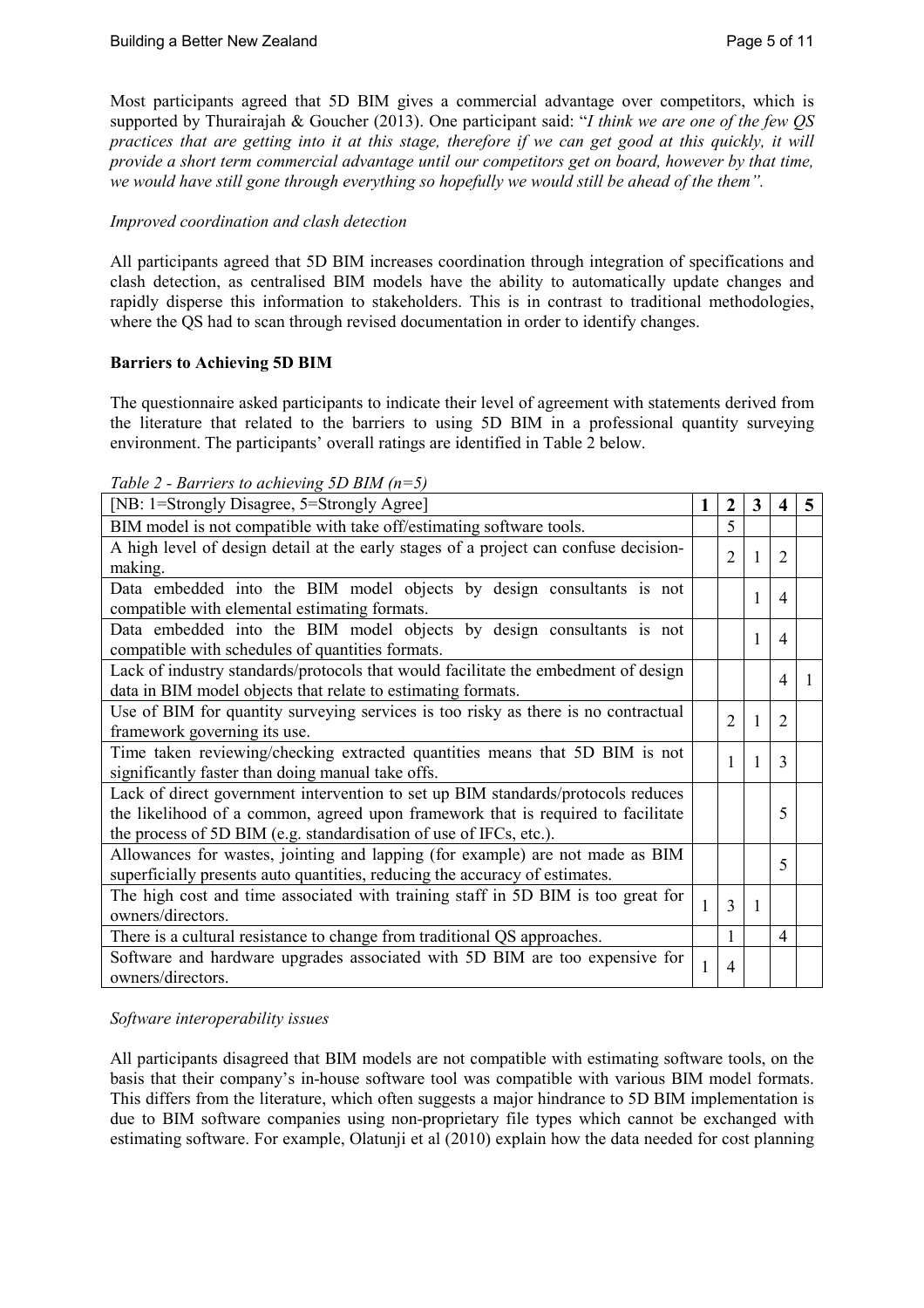Most participants agreed that 5D BIM gives a commercial advantage over competitors, which is supported by Thurairajah & Goucher (2013). One participant said: "*I think we are one of the few QS practices that are getting into it at this stage, therefore if we can get good at this quickly, it will provide a short term commercial advantage until our competitors get on board, however by that time, we would have still gone through everything so hopefully we would still be ahead of the them".*

*Improved coordination and clash detection*

All participants agreed that 5D BIM increases coordination through integration of specifications and clash detection, as centralised BIM models have the ability to automatically update changes and rapidly disperse this information to stakeholders. This is in contrast to traditional methodologies, where the QS had to scan through revised documentation in order to identify changes.

**Barriers to Achieving 5D BIM**

The questionnaire asked participants to indicate their level of agreement with statements derived from the literature that related to the barriers to using 5D BIM in a professional quantity surveying environment. The participants' overall ratings are identified in Table 2 below.

*Table 2 - Barriers to achieving 5D BIM (n=5)*

| [NB: 1=Strongly Disagree, 5=Strongly Agree] | 1 | 2 | 3 | 4 | 5 |
|---|---|---|---|---|---|
| BIM model is not compatible with take off/estimating software tools. | | 5 | | | |
| A high level of design detail at the early stages of a project can confuse decision-making. | | 2 | 1 | 2 | |
| Data embedded into the BIM model objects by design consultants is not compatible with elemental estimating formats. | | | 1 | 4 | |
| Data embedded into the BIM model objects by design consultants is not compatible with schedules of quantities formats. | | | 1 | 4 | |
| Lack of industry standards/protocols that would facilitate the embedment of design data in BIM model objects that relate to estimating formats. | | | | 4 | 1 |
| Use of BIM for quantity surveying services is too risky as there is no contractual framework governing its use. | | 2 | 1 | 2 | |
| Time taken reviewing/checking extracted quantities means that 5D BIM is not significantly faster than doing manual take offs. | | 1 | 1 | 3 | |
| Lack of direct government intervention to set up BIM standards/protocols reduces the likelihood of a common, agreed upon framework that is required to facilitate the process of 5D BIM (e.g. standardisation of use of IFCs, etc.). | | | | 5 | |
| Allowances for wastes, jointing and lapping (for example) are not made as BIM superficially presents auto quantities, reducing the accuracy of estimates. | | | | 5 | |
| The high cost and time associated with training staff in 5D BIM is too great for owners/directors. | 1 | 3 | 1 | | |
| There is a cultural resistance to change from traditional QS approaches. | | 1 | | 4 | |
| Software and hardware upgrades associated with 5D BIM are too expensive for owners/directors. | 1 | 4 | | | |

*Software interoperability issues*

All participants disagreed that BIM models are not compatible with estimating software tools, on the basis that their company's in-house software tool was compatible with various BIM model formats. This differs from the literature, which often suggests a major hindrance to 5D BIM implementation is due to BIM software companies using non-proprietary file types which cannot be exchanged with estimating software. For example, Olatunji et al (2010) explain how the data needed for cost planning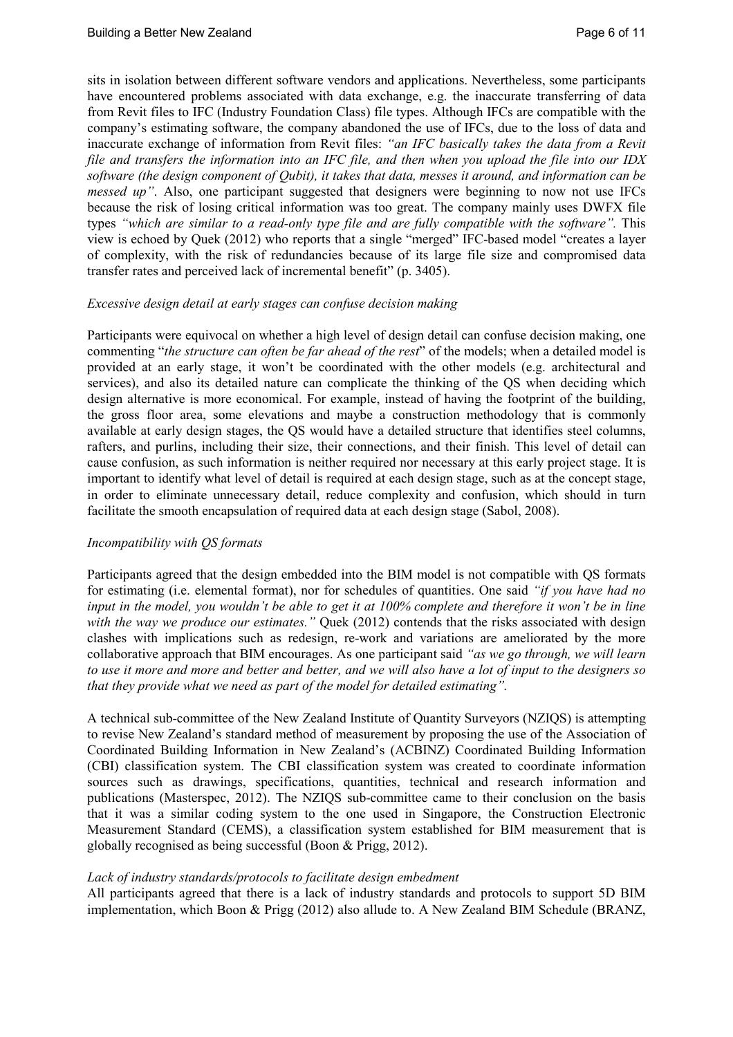sits in isolation between different software vendors and applications. Nevertheless, some participants have encountered problems associated with data exchange, e.g. the inaccurate transferring of data from Revit files to IFC (Industry Foundation Class) file types. Although IFCs are compatible with the company's estimating software, the company abandoned the use of IFCs, due to the loss of data and inaccurate exchange of information from Revit files: *"an IFC basically takes the data from a Revit file and transfers the information into an IFC file, and then when you upload the file into our IDX software (the design component of Qubit), it takes that data, messes it around, and information can be messed up"*. Also, one participant suggested that designers were beginning to now not use IFCs because the risk of losing critical information was too great. The company mainly uses DWFX file types *"which are similar to a read-only type file and are fully compatible with the software".* This view is echoed by Quek (2012) who reports that a single "merged" IFC-based model "creates a layer of complexity, with the risk of redundancies because of its large file size and compromised data transfer rates and perceived lack of incremental benefit" (p. 3405).

*Excessive design detail at early stages can confuse decision making*

Participants were equivocal on whether a high level of design detail can confuse decision making, one commenting "*the structure can often be far ahead of the rest*" of the models; when a detailed model is provided at an early stage, it won't be coordinated with the other models (e.g. architectural and services), and also its detailed nature can complicate the thinking of the QS when deciding which design alternative is more economical. For example, instead of having the footprint of the building, the gross floor area, some elevations and maybe a construction methodology that is commonly available at early design stages, the QS would have a detailed structure that identifies steel columns, rafters, and purlins, including their size, their connections, and their finish. This level of detail can cause confusion, as such information is neither required nor necessary at this early project stage. It is important to identify what level of detail is required at each design stage, such as at the concept stage, in order to eliminate unnecessary detail, reduce complexity and confusion, which should in turn facilitate the smooth encapsulation of required data at each design stage (Sabol, 2008).

*Incompatibility with QS formats*

Participants agreed that the design embedded into the BIM model is not compatible with QS formats for estimating (i.e. elemental format), nor for schedules of quantities. One said *"if you have had no input in the model, you wouldn't be able to get it at 100% complete and therefore it won't be in line with the way we produce our estimates."* Quek (2012) contends that the risks associated with design clashes with implications such as redesign, re-work and variations are ameliorated by the more collaborative approach that BIM encourages. As one participant said *"as we go through, we will learn to use it more and more and better and better, and we will also have a lot of input to the designers so that they provide what we need as part of the model for detailed estimating".*

A technical sub-committee of the New Zealand Institute of Quantity Surveyors (NZIQS) is attempting to revise New Zealand's standard method of measurement by proposing the use of the Association of Coordinated Building Information in New Zealand's (ACBINZ) Coordinated Building Information (CBI) classification system. The CBI classification system was created to coordinate information sources such as drawings, specifications, quantities, technical and research information and publications (Masterspec, 2012). The NZIQS sub-committee came to their conclusion on the basis that it was a similar coding system to the one used in Singapore, the Construction Electronic Measurement Standard (CEMS), a classification system established for BIM measurement that is globally recognised as being successful (Boon & Prigg, 2012).

*Lack of industry standards/protocols to facilitate design embedment*

All participants agreed that there is a lack of industry standards and protocols to support 5D BIM implementation, which Boon & Prigg (2012) also allude to. A New Zealand BIM Schedule (BRANZ,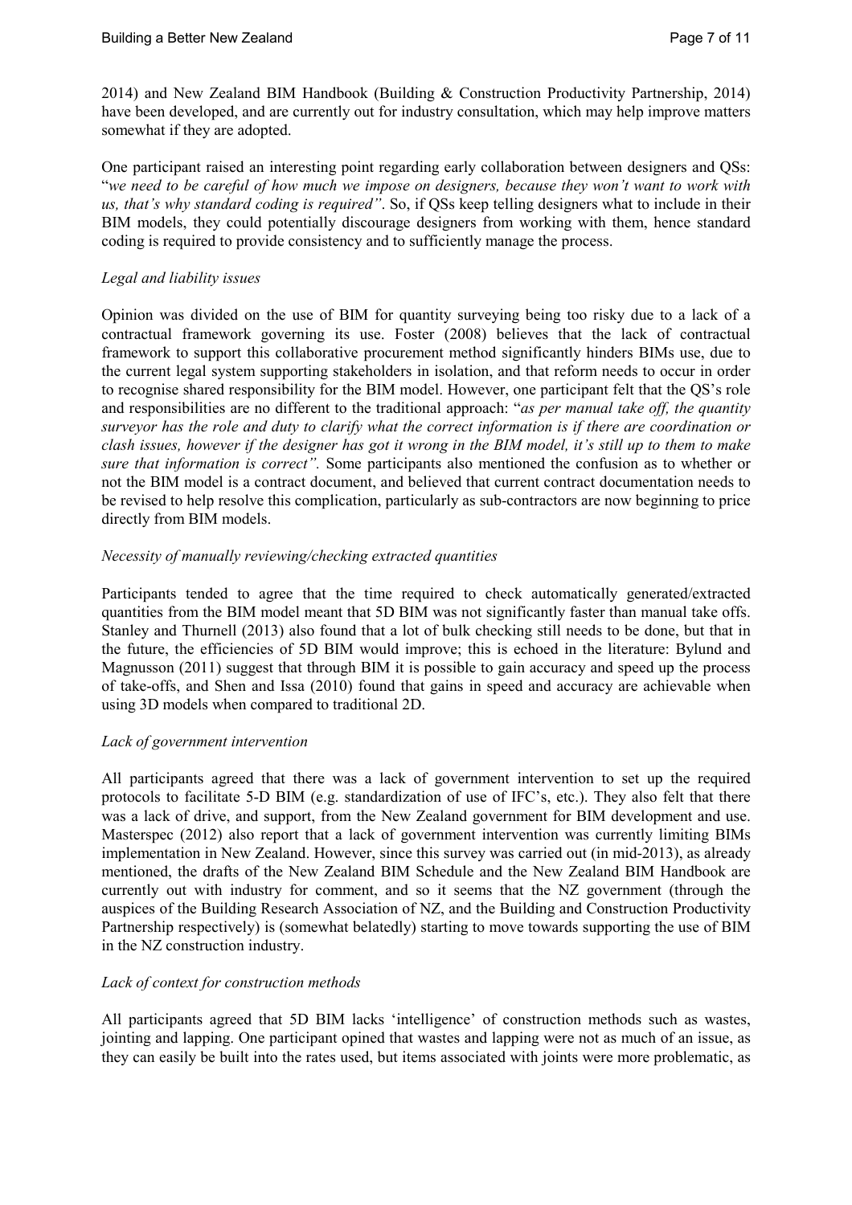2014) and New Zealand BIM Handbook (Building & Construction Productivity Partnership, 2014) have been developed, and are currently out for industry consultation, which may help improve matters somewhat if they are adopted.

One participant raised an interesting point regarding early collaboration between designers and QSs: "*we need to be careful of how much we impose on designers, because they won't want to work with us, that's why standard coding is required"*. So, if QSs keep telling designers what to include in their BIM models, they could potentially discourage designers from working with them, hence standard coding is required to provide consistency and to sufficiently manage the process.

*Legal and liability issues*

Opinion was divided on the use of BIM for quantity surveying being too risky due to a lack of a contractual framework governing its use. Foster (2008) believes that the lack of contractual framework to support this collaborative procurement method significantly hinders BIMs use, due to the current legal system supporting stakeholders in isolation, and that reform needs to occur in order to recognise shared responsibility for the BIM model. However, one participant felt that the QS's role and responsibilities are no different to the traditional approach: "*as per manual take off, the quantity surveyor has the role and duty to clarify what the correct information is if there are coordination or clash issues, however if the designer has got it wrong in the BIM model, it's still up to them to make sure that information is correct".* Some participants also mentioned the confusion as to whether or not the BIM model is a contract document, and believed that current contract documentation needs to be revised to help resolve this complication, particularly as sub-contractors are now beginning to price directly from BIM models.

*Necessity of manually reviewing/checking extracted quantities*

Participants tended to agree that the time required to check automatically generated/extracted quantities from the BIM model meant that 5D BIM was not significantly faster than manual take offs. Stanley and Thurnell (2013) also found that a lot of bulk checking still needs to be done, but that in the future, the efficiencies of 5D BIM would improve; this is echoed in the literature: Bylund and Magnusson (2011) suggest that through BIM it is possible to gain accuracy and speed up the process of take-offs, and Shen and Issa (2010) found that gains in speed and accuracy are achievable when using 3D models when compared to traditional 2D.

*Lack of government intervention*

All participants agreed that there was a lack of government intervention to set up the required protocols to facilitate 5-D BIM (e.g. standardization of use of IFC's, etc.). They also felt that there was a lack of drive, and support, from the New Zealand government for BIM development and use. Masterspec (2012) also report that a lack of government intervention was currently limiting BIMs implementation in New Zealand. However, since this survey was carried out (in mid-2013), as already mentioned, the drafts of the New Zealand BIM Schedule and the New Zealand BIM Handbook are currently out with industry for comment, and so it seems that the NZ government (through the auspices of the Building Research Association of NZ, and the Building and Construction Productivity Partnership respectively) is (somewhat belatedly) starting to move towards supporting the use of BIM in the NZ construction industry.

*Lack of context for construction methods*

All participants agreed that 5D BIM lacks 'intelligence' of construction methods such as wastes, jointing and lapping. One participant opined that wastes and lapping were not as much of an issue, as they can easily be built into the rates used, but items associated with joints were more problematic, as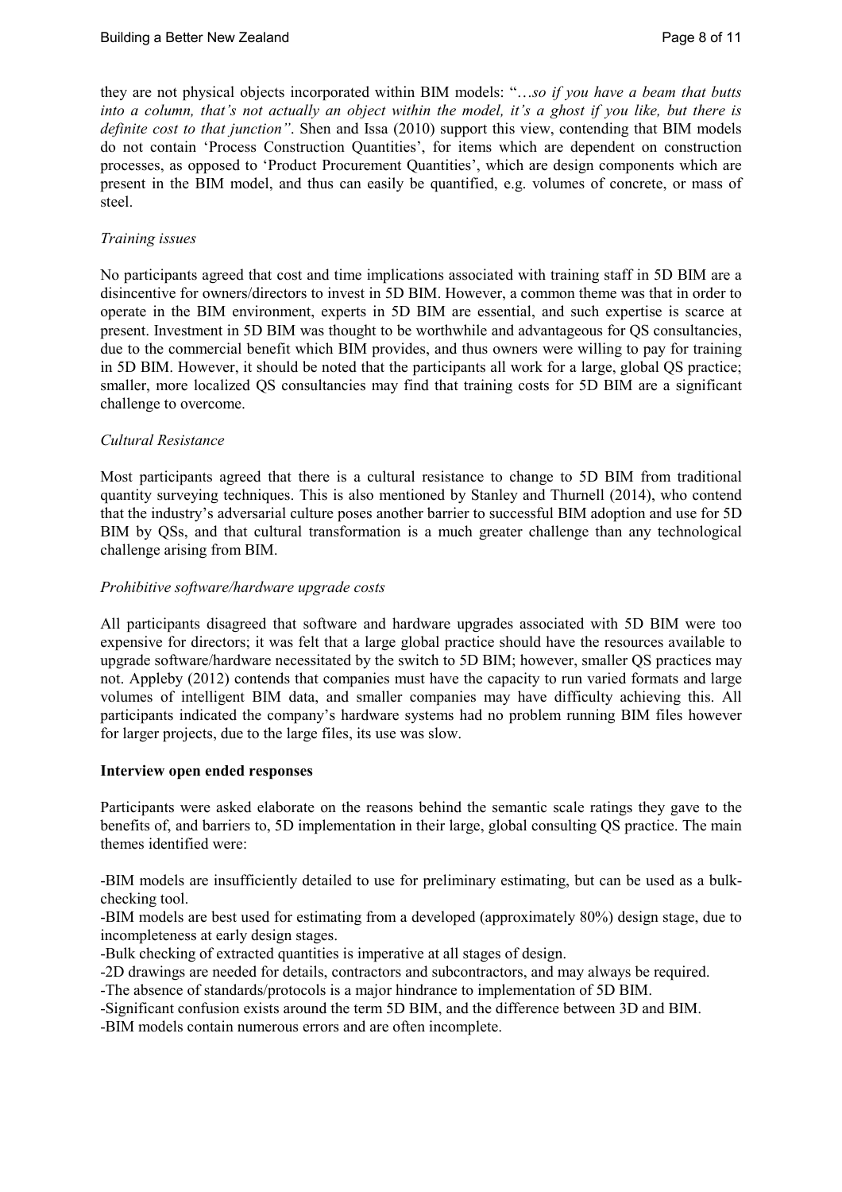they are not physical objects incorporated within BIM models: "*…so if you have a beam that butts into a column, that's not actually an object within the model, it's a ghost if you like, but there is definite cost to that junction"*. Shen and Issa (2010) support this view, contending that BIM models do not contain 'Process Construction Quantities', for items which are dependent on construction processes, as opposed to 'Product Procurement Quantities', which are design components which are present in the BIM model, and thus can easily be quantified, e.g. volumes of concrete, or mass of steel.

*Training issues*

No participants agreed that cost and time implications associated with training staff in 5D BIM are a disincentive for owners/directors to invest in 5D BIM. However, a common theme was that in order to operate in the BIM environment, experts in 5D BIM are essential, and such expertise is scarce at present. Investment in 5D BIM was thought to be worthwhile and advantageous for QS consultancies, due to the commercial benefit which BIM provides, and thus owners were willing to pay for training in 5D BIM. However, it should be noted that the participants all work for a large, global QS practice; smaller, more localized QS consultancies may find that training costs for 5D BIM are a significant challenge to overcome.

*Cultural Resistance*

Most participants agreed that there is a cultural resistance to change to 5D BIM from traditional quantity surveying techniques. This is also mentioned by Stanley and Thurnell (2014), who contend that the industry's adversarial culture poses another barrier to successful BIM adoption and use for 5D BIM by QSs, and that cultural transformation is a much greater challenge than any technological challenge arising from BIM.

*Prohibitive software/hardware upgrade costs*

All participants disagreed that software and hardware upgrades associated with 5D BIM were too expensive for directors; it was felt that a large global practice should have the resources available to upgrade software/hardware necessitated by the switch to 5D BIM; however, smaller QS practices may not. Appleby (2012) contends that companies must have the capacity to run varied formats and large volumes of intelligent BIM data, and smaller companies may have difficulty achieving this. All participants indicated the company's hardware systems had no problem running BIM files however for larger projects, due to the large files, its use was slow.

**Interview open ended responses**

Participants were asked elaborate on the reasons behind the semantic scale ratings they gave to the benefits of, and barriers to, 5D implementation in their large, global consulting QS practice. The main themes identified were:

-BIM models are insufficiently detailed to use for preliminary estimating, but can be used as a bulk-checking tool.
-BIM models are best used for estimating from a developed (approximately 80%) design stage, due to incompleteness at early design stages.
-Bulk checking of extracted quantities is imperative at all stages of design.
-2D drawings are needed for details, contractors and subcontractors, and may always be required.
-The absence of standards/protocols is a major hindrance to implementation of 5D BIM.
-Significant confusion exists around the term 5D BIM, and the difference between 3D and BIM.
-BIM models contain numerous errors and are often incomplete.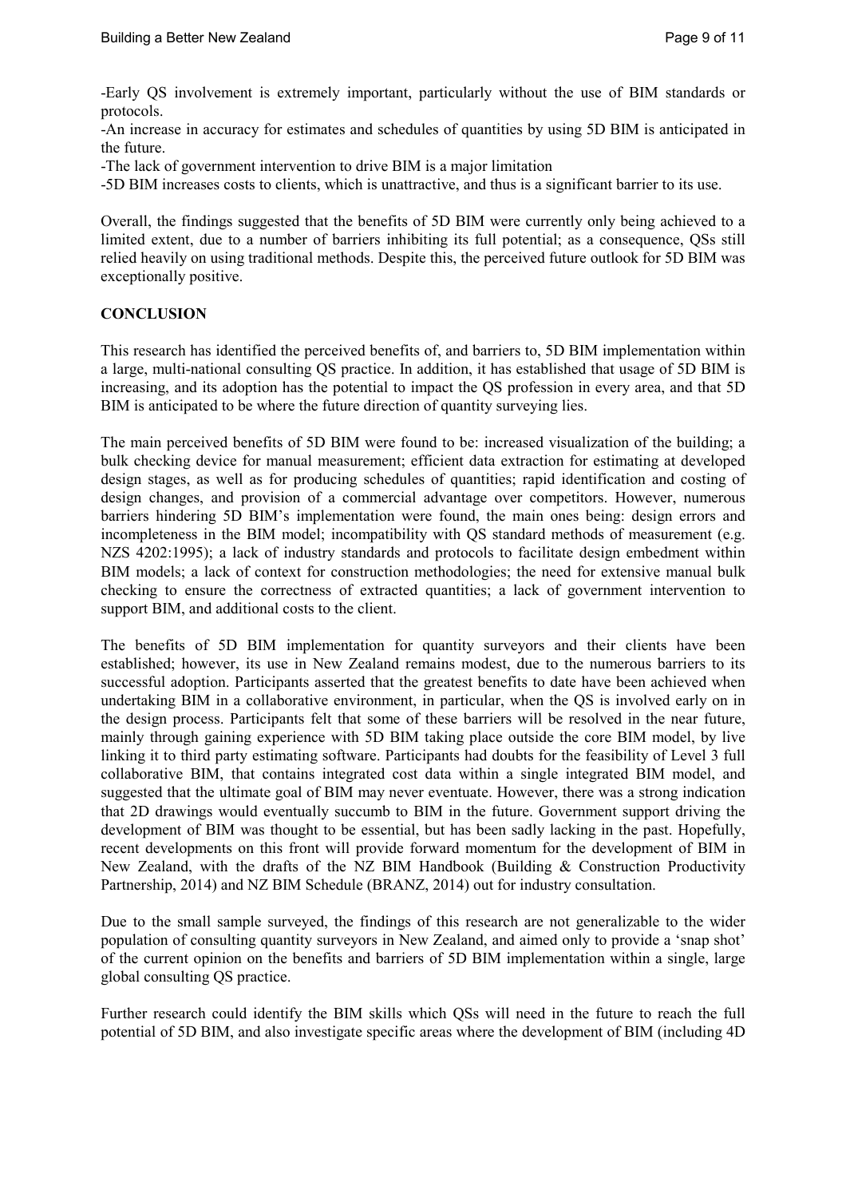-Early QS involvement is extremely important, particularly without the use of BIM standards or protocols.
-An increase in accuracy for estimates and schedules of quantities by using 5D BIM is anticipated in the future.
-The lack of government intervention to drive BIM is a major limitation
-5D BIM increases costs to clients, which is unattractive, and thus is a significant barrier to its use.

Overall, the findings suggested that the benefits of 5D BIM were currently only being achieved to a limited extent, due to a number of barriers inhibiting its full potential; as a consequence, QSs still relied heavily on using traditional methods. Despite this, the perceived future outlook for 5D BIM was exceptionally positive.

**CONCLUSION**

This research has identified the perceived benefits of, and barriers to, 5D BIM implementation within a large, multi-national consulting QS practice. In addition, it has established that usage of 5D BIM is increasing, and its adoption has the potential to impact the QS profession in every area, and that 5D BIM is anticipated to be where the future direction of quantity surveying lies.

The main perceived benefits of 5D BIM were found to be: increased visualization of the building; a bulk checking device for manual measurement; efficient data extraction for estimating at developed design stages, as well as for producing schedules of quantities; rapid identification and costing of design changes, and provision of a commercial advantage over competitors. However, numerous barriers hindering 5D BIM's implementation were found, the main ones being: design errors and incompleteness in the BIM model; incompatibility with QS standard methods of measurement (e.g. NZS 4202:1995); a lack of industry standards and protocols to facilitate design embedment within BIM models; a lack of context for construction methodologies; the need for extensive manual bulk checking to ensure the correctness of extracted quantities; a lack of government intervention to support BIM, and additional costs to the client.

The benefits of 5D BIM implementation for quantity surveyors and their clients have been established; however, its use in New Zealand remains modest, due to the numerous barriers to its successful adoption. Participants asserted that the greatest benefits to date have been achieved when undertaking BIM in a collaborative environment, in particular, when the QS is involved early on in the design process. Participants felt that some of these barriers will be resolved in the near future, mainly through gaining experience with 5D BIM taking place outside the core BIM model, by live linking it to third party estimating software. Participants had doubts for the feasibility of Level 3 full collaborative BIM, that contains integrated cost data within a single integrated BIM model, and suggested that the ultimate goal of BIM may never eventuate. However, there was a strong indication that 2D drawings would eventually succumb to BIM in the future. Government support driving the development of BIM was thought to be essential, but has been sadly lacking in the past. Hopefully, recent developments on this front will provide forward momentum for the development of BIM in New Zealand, with the drafts of the NZ BIM Handbook (Building & Construction Productivity Partnership, 2014) and NZ BIM Schedule (BRANZ, 2014) out for industry consultation.

Due to the small sample surveyed, the findings of this research are not generalizable to the wider population of consulting quantity surveyors in New Zealand, and aimed only to provide a 'snap shot' of the current opinion on the benefits and barriers of 5D BIM implementation within a single, large global consulting QS practice.

Further research could identify the BIM skills which QSs will need in the future to reach the full potential of 5D BIM, and also investigate specific areas where the development of BIM (including 4D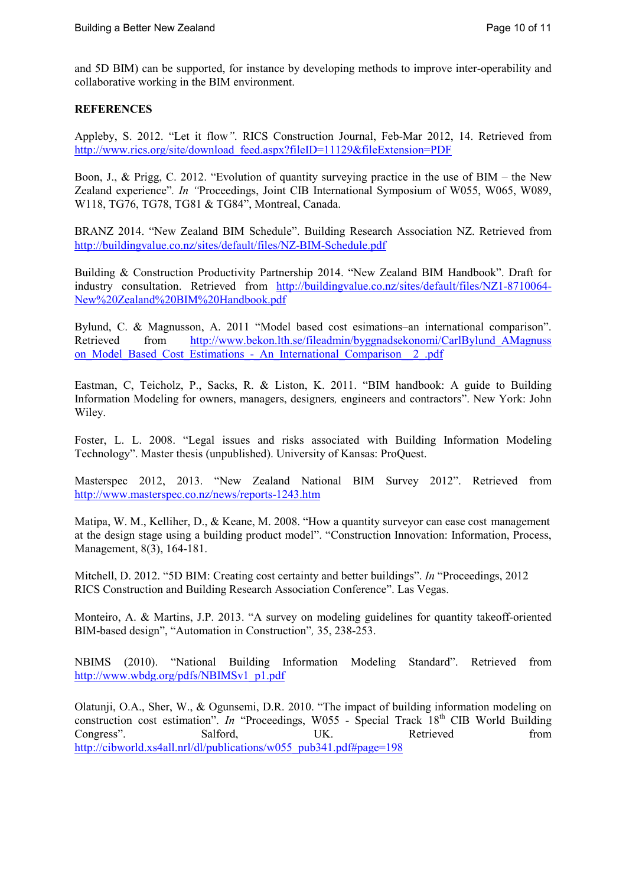and 5D BIM) can be supported, for instance by developing methods to improve inter-operability and collaborative working in the BIM environment.

**REFERENCES**

Appleby, S. 2012. "Let it flow*"*. RICS Construction Journal, Feb-Mar 2012, 14. Retrieved from http://www.rics.org/site/download_feed.aspx?fileID=11129&fileExtension=PDF

Boon, J., & Prigg, C. 2012. "Evolution of quantity surveying practice in the use of BIM – the New Zealand experience"*. In "*Proceedings, Joint CIB International Symposium of W055, W065, W089, W118, TG76, TG78, TG81 & TG84", Montreal, Canada.

BRANZ 2014. "New Zealand BIM Schedule". Building Research Association NZ. Retrieved from http://buildingvalue.co.nz/sites/default/files/NZ-BIM-Schedule.pdf

Building & Construction Productivity Partnership 2014. "New Zealand BIM Handbook". Draft for industry consultation. Retrieved from http://buildingvalue.co.nz/sites/default/files/NZ1-8710064-New%20Zealand%20BIM%20Handbook.pdf

Bylund, C. & Magnusson, A. 2011 "Model based cost esimations–an international comparison". Retrieved from http://www.bekon.lth.se/fileadmin/byggnadsekonomi/CarlBylund_AMagnusson_Model_Based_Cost_Estimations_-_An_International_Comparison__2_.pdf

Eastman, C, Teicholz, P., Sacks, R. & Liston, K. 2011. "BIM handbook: A guide to Building Information Modeling for owners, managers, designers*,* engineers and contractors". New York: John Wiley.

Foster, L. L. 2008. "Legal issues and risks associated with Building Information Modeling Technology". Master thesis (unpublished). University of Kansas: ProQuest.

Masterspec 2012, 2013. "New Zealand National BIM Survey 2012". Retrieved from http://www.masterspec.co.nz/news/reports-1243.htm

Matipa, W. M., Kelliher, D., & Keane, M. 2008. "How a quantity surveyor can ease cost management at the design stage using a building product model". "Construction Innovation: Information, Process, Management, 8(3), 164-181.

Mitchell, D. 2012. "5D BIM: Creating cost certainty and better buildings". *In* "Proceedings, 2012 RICS Construction and Building Research Association Conference". Las Vegas.

Monteiro, A. & Martins, J.P. 2013. "A survey on modeling guidelines for quantity takeoff-oriented BIM-based design", "Automation in Construction"*,* 35, 238-253.

NBIMS (2010). "National Building Information Modeling Standard". Retrieved from http://www.wbdg.org/pdfs/NBIMSv1_p1.pdf

Olatunji, O.A., Sher, W., & Ogunsemi, D.R. 2010. "The impact of building information modeling on construction cost estimation". *In* "Proceedings, W055 - Special Track 18th CIB World Building Congress". Salford, UK. Retrieved from http://cibworld.xs4all.nrl/dl/publications/w055_pub341.pdf#page=198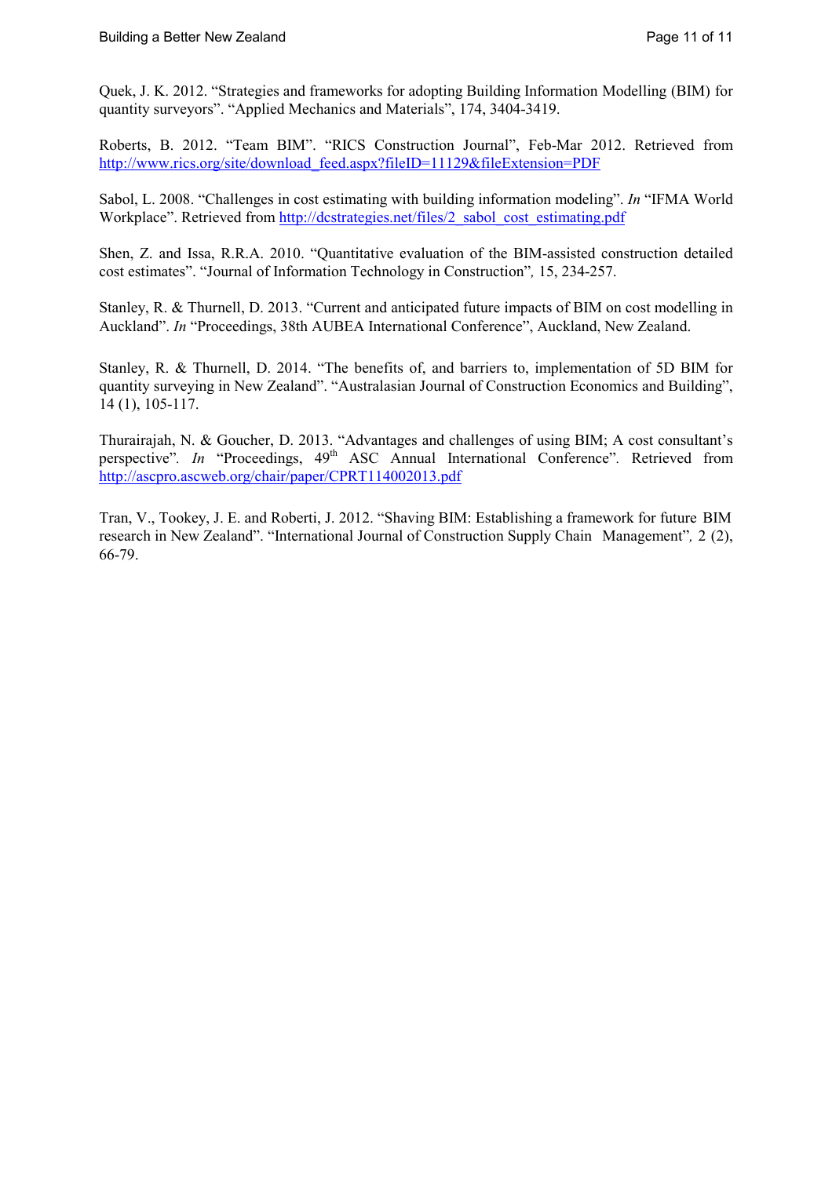Quek, J. K. 2012. “Strategies and frameworks for adopting Building Information Modelling (BIM) for quantity surveyors”. “Applied Mechanics and Materials”, 174, 3404-3419.

Roberts, B. 2012. “Team BIM”. “RICS Construction Journal”, Feb-Mar 2012. Retrieved from http://www.rics.org/site/download_feed.aspx?fileID=11129&fileExtension=PDF

Sabol, L. 2008. “Challenges in cost estimating with building information modeling”. *In* “IFMA World Workplace”. Retrieved from http://dcstrategies.net/files/2_sabol_cost_estimating.pdf

Shen, Z. and Issa, R.R.A. 2010. “Quantitative evaluation of the BIM-assisted construction detailed cost estimates”. “Journal of Information Technology in Construction”, 15, 234-257.

Stanley, R. & Thurnell, D. 2013. “Current and anticipated future impacts of BIM on cost modelling in Auckland”. *In* “Proceedings, 38th AUBEA International Conference”, Auckland, New Zealand.

Stanley, R. & Thurnell, D. 2014. “The benefits of, and barriers to, implementation of 5D BIM for quantity surveying in New Zealand”. “Australasian Journal of Construction Economics and Building”, 14 (1), 105-117.

Thurairajah, N. & Goucher, D. 2013. “Advantages and challenges of using BIM; A cost consultant’s perspective”. *In* “Proceedings, 49th ASC Annual International Conference”. Retrieved from http://ascpro.ascweb.org/chair/paper/CPRT114002013.pdf

Tran, V., Tookey, J. E. and Roberti, J. 2012. “Shaving BIM: Establishing a framework for future BIM research in New Zealand”. “International Journal of Construction Supply Chain Management”, 2 (2), 66-79.